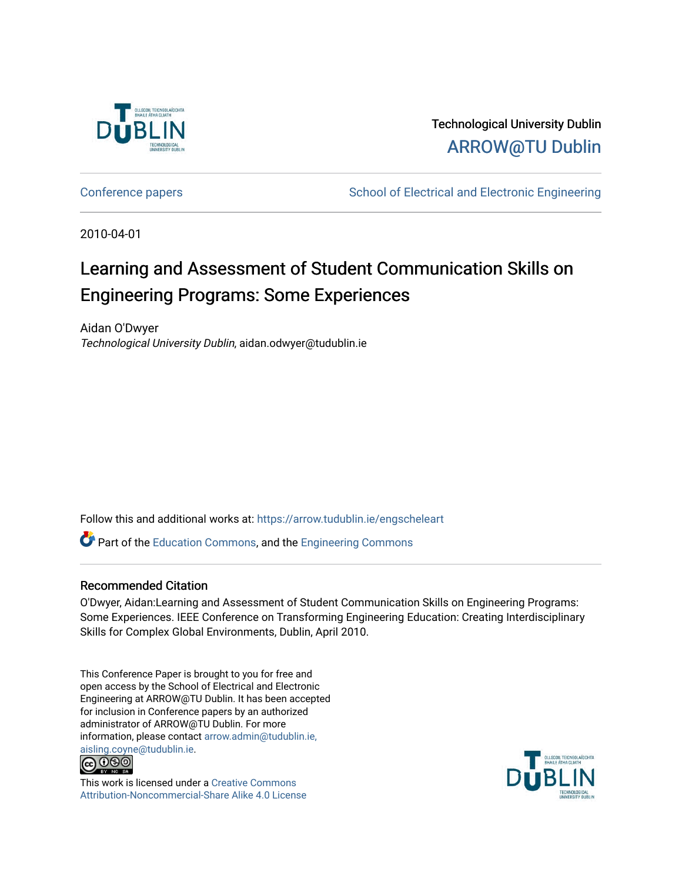Technological University Dublin

ARROW@TU Dublin

Conference papers | School of Electrical and Electronic Engineering

2010-04-01

# Learning and Assessment of Student Communication Skills on Engineering Programs: Some Experiences

Aidan O'Dwyer

*Technological University Dublin*, aidan.odwyer@tudublin.ie

Follow this and additional works at: https://arrow.tudublin.ie/engscheleart

Part of the Education Commons, and the Engineering Commons

## Recommended Citation

O'Dwyer, Aidan:Learning and Assessment of Student Communication Skills on Engineering Programs: Some Experiences. IEEE Conference on Transforming Engineering Education: Creating Interdisciplinary Skills for Complex Global Environments, Dublin, April 2010.

This Conference Paper is brought to you for free and open access by the School of Electrical and Electronic Engineering at ARROW@TU Dublin. It has been accepted for inclusion in Conference papers by an authorized administrator of ARROW@TU Dublin. For more information, please contact arrow.admin@tudublin.ie, aisling.coyne@tudublin.ie.

This work is licensed under a Creative Commons Attribution-Noncommercial-Share Alike 4.0 License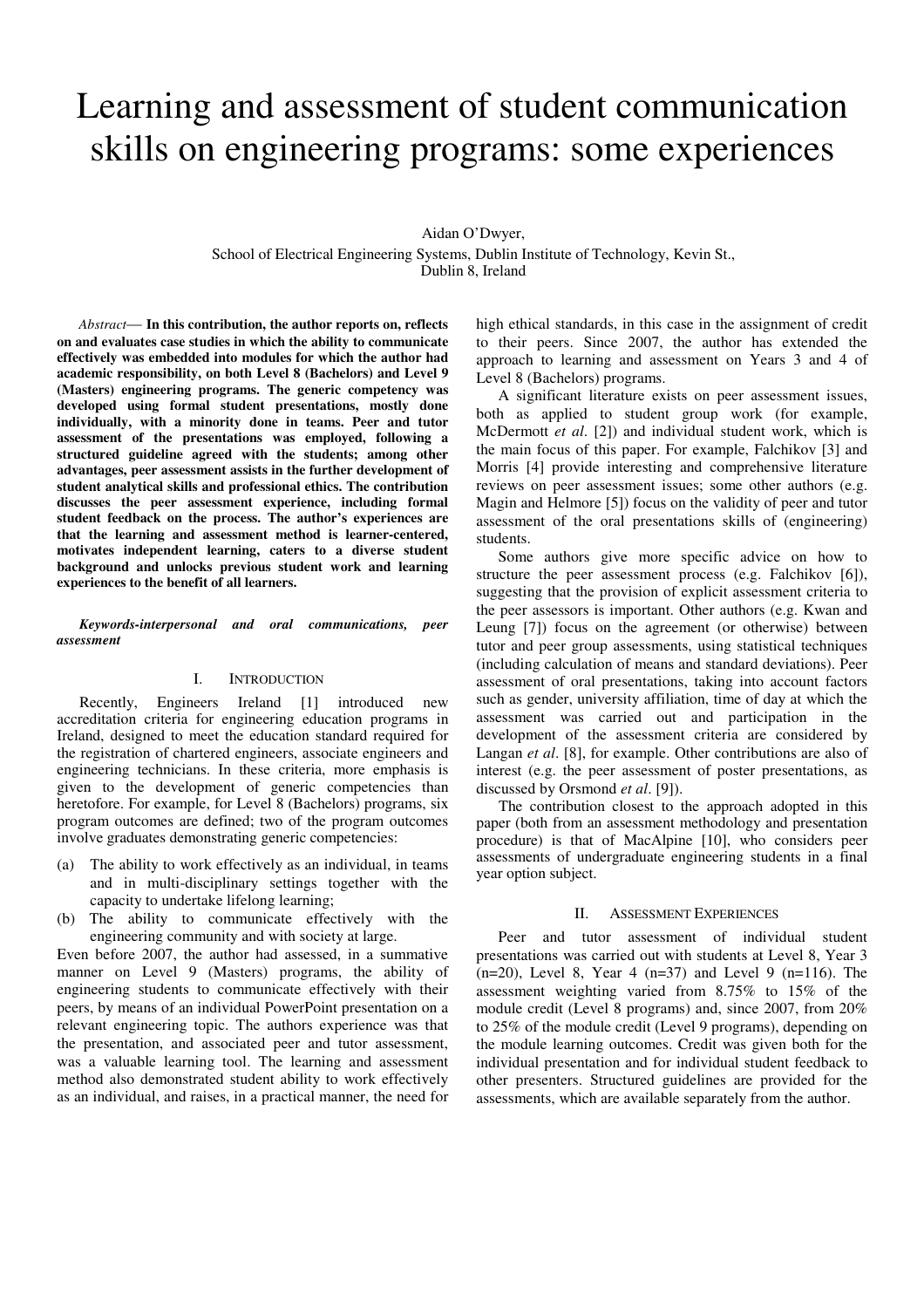# Learning and assessment of student communication skills on engineering programs: some experiences

Aidan O'Dwyer,

School of Electrical Engineering Systems, Dublin Institute of Technology, Kevin St., Dublin 8, Ireland

*Abstract*— **In this contribution, the author reports on, reflects on and evaluates case studies in which the ability to communicate effectively was embedded into modules for which the author had academic responsibility, on both Level 8 (Bachelors) and Level 9 (Masters) engineering programs. The generic competency was developed using formal student presentations, mostly done individually, with a minority done in teams. Peer and tutor assessment of the presentations was employed, following a structured guideline agreed with the students; among other advantages, peer assessment assists in the further development of student analytical skills and professional ethics. The contribution discusses the peer assessment experience, including formal student feedback on the process. The author's experiences are that the learning and assessment method is learner-centered, motivates independent learning, caters to a diverse student background and unlocks previous student work and learning experiences to the benefit of all learners.**

***Keywords-interpersonal and oral communications, peer assessment***

## I. Introduction

Recently, Engineers Ireland [1] introduced new accreditation criteria for engineering education programs in Ireland, designed to meet the education standard required for the registration of chartered engineers, associate engineers and engineering technicians. In these criteria, more emphasis is given to the development of generic competencies than heretofore. For example, for Level 8 (Bachelors) programs, six program outcomes are defined; two of the program outcomes involve graduates demonstrating generic competencies:

(a) The ability to work effectively as an individual, in teams and in multi-disciplinary settings together with the capacity to undertake lifelong learning;

(b) The ability to communicate effectively with the engineering community and with society at large.

Even before 2007, the author had assessed, in a summative manner on Level 9 (Masters) programs, the ability of engineering students to communicate effectively with their peers, by means of an individual PowerPoint presentation on a relevant engineering topic. The authors experience was that the presentation, and associated peer and tutor assessment, was a valuable learning tool. The learning and assessment method also demonstrated student ability to work effectively as an individual, and raises, in a practical manner, the need for high ethical standards, in this case in the assignment of credit to their peers. Since 2007, the author has extended the approach to learning and assessment on Years 3 and 4 of Level 8 (Bachelors) programs.

A significant literature exists on peer assessment issues, both as applied to student group work (for example, McDermott *et al*. [2]) and individual student work, which is the main focus of this paper. For example, Falchikov [3] and Morris [4] provide interesting and comprehensive literature reviews on peer assessment issues; some other authors (e.g. Magin and Helmore [5]) focus on the validity of peer and tutor assessment of the oral presentations skills of (engineering) students.

Some authors give more specific advice on how to structure the peer assessment process (e.g. Falchikov [6]), suggesting that the provision of explicit assessment criteria to the peer assessors is important. Other authors (e.g. Kwan and Leung [7]) focus on the agreement (or otherwise) between tutor and peer group assessments, using statistical techniques (including calculation of means and standard deviations). Peer assessment of oral presentations, taking into account factors such as gender, university affiliation, time of day at which the assessment was carried out and participation in the development of the assessment criteria are considered by Langan *et al*. [8], for example. Other contributions are also of interest (e.g. the peer assessment of poster presentations, as discussed by Orsmond *et al*. [9]).

The contribution closest to the approach adopted in this paper (both from an assessment methodology and presentation procedure) is that of MacAlpine [10], who considers peer assessments of undergraduate engineering students in a final year option subject.

## II. Assessment Experiences

Peer and tutor assessment of individual student presentations was carried out with students at Level 8, Year 3 (n=20), Level 8, Year 4 (n=37) and Level 9 (n=116). The assessment weighting varied from 8.75% to 15% of the module credit (Level 8 programs) and, since 2007, from 20% to 25% of the module credit (Level 9 programs), depending on the module learning outcomes. Credit was given both for the individual presentation and for individual student feedback to other presenters. Structured guidelines are provided for the assessments, which are available separately from the author.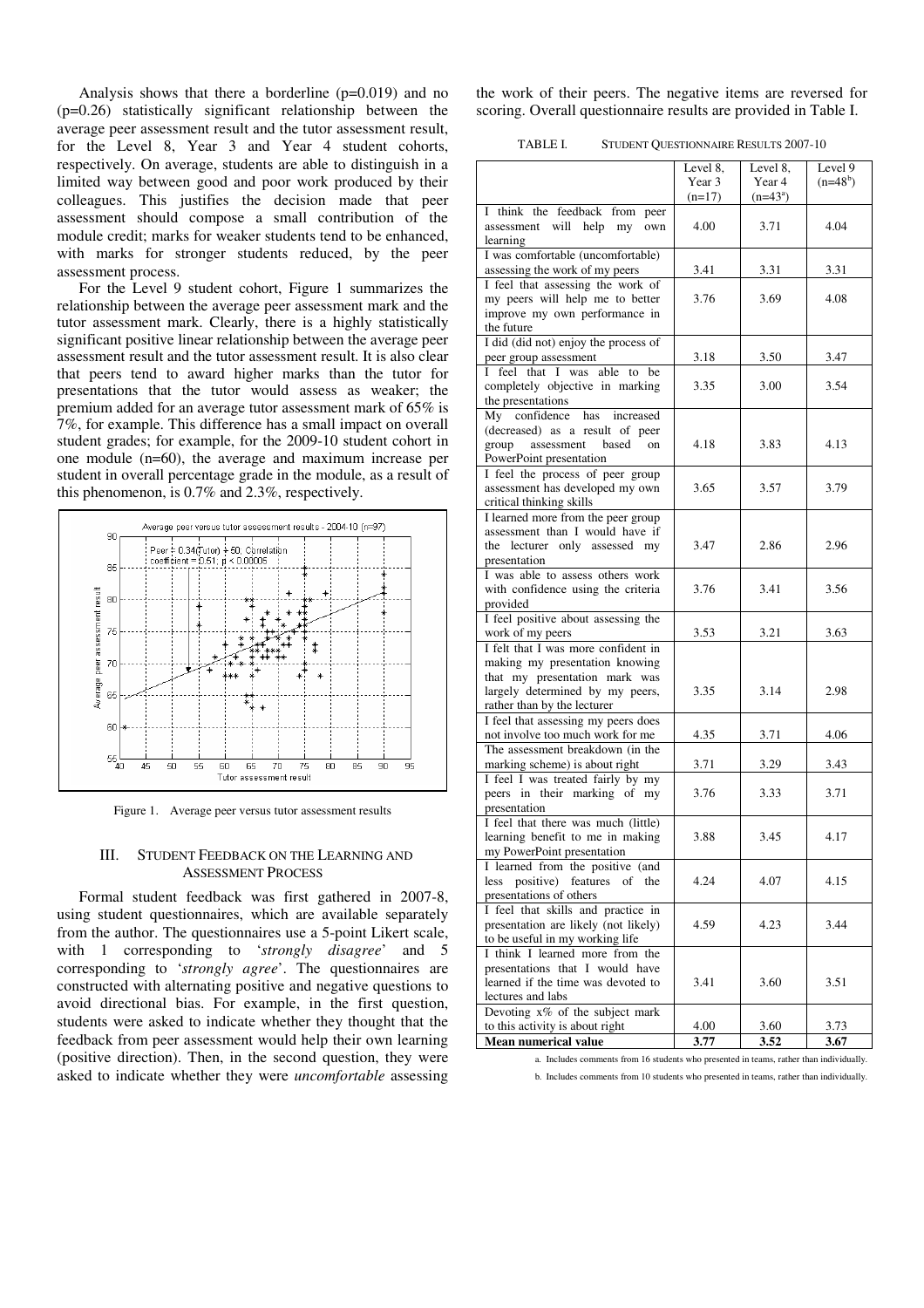Analysis shows that there a borderline (p=0.019) and no (p=0.26) statistically significant relationship between the average peer assessment result and the tutor assessment result, for the Level 8, Year 3 and Year 4 student cohorts, respectively. On average, students are able to distinguish in a limited way between good and poor work produced by their colleagues. This justifies the decision made that peer assessment should compose a small contribution of the module credit; marks for weaker students tend to be enhanced, with marks for stronger students reduced, by the peer assessment process.

For the Level 9 student cohort, Figure 1 summarizes the relationship between the average peer assessment mark and the tutor assessment mark. Clearly, there is a highly statistically significant positive linear relationship between the average peer assessment result and the tutor assessment result. It is also clear that peers tend to award higher marks than the tutor for presentations that the tutor would assess as weaker; the premium added for an average tutor assessment mark of 65% is 7%, for example. This difference has a small impact on overall student grades; for example, for the 2009-10 student cohort in one module (n=60), the average and maximum increase per student in overall percentage grade in the module, as a result of this phenomenon, is 0.7% and 2.3%, respectively.

Figure 1. Average peer versus tutor assessment results

## III. Student Feedback on the Learning and Assessment Process

Formal student feedback was first gathered in 2007-8, using student questionnaires, which are available separately from the author. The questionnaires use a 5-point Likert scale, with 1 corresponding to '*strongly disagree*' and 5 corresponding to '*strongly agree*'. The questionnaires are constructed with alternating positive and negative questions to avoid directional bias. For example, in the first question, students were asked to indicate whether they thought that the feedback from peer assessment would help their own learning (positive direction). Then, in the second question, they were asked to indicate whether they were *uncomfortable* assessing the work of their peers. The negative items are reversed for scoring. Overall questionnaire results are provided in Table I.

TABLE I. Student Questionnaire Results 2007-10

| | Level 8, Year 3 (n=17) | Level 8, Year 4 (n=43[a]) | Level 9 (n=48[b]) |
|---|---|---|---|
| I think the feedback from peer assessment will help my own learning | 4.00 | 3.71 | 4.04 |
| I was comfortable (uncomfortable) assessing the work of my peers | 3.41 | 3.31 | 3.31 |
| I feel that assessing the work of my peers will help me to better improve my own performance in the future | 3.76 | 3.69 | 4.08 |
| I did (did not) enjoy the process of peer group assessment | 3.18 | 3.50 | 3.47 |
| I feel that I was able to be completely objective in marking the presentations | 3.35 | 3.00 | 3.54 |
| My confidence has increased (decreased) as a result of peer group assessment based on PowerPoint presentation | 4.18 | 3.83 | 4.13 |
| I feel the process of peer group assessment has developed my own critical thinking skills | 3.65 | 3.57 | 3.79 |
| I learned more from the peer group assessment than I would have if the lecturer only assessed my presentation | 3.47 | 2.86 | 2.96 |
| I was able to assess others work with confidence using the criteria provided | 3.76 | 3.41 | 3.56 |
| I feel positive about assessing the work of my peers | 3.53 | 3.21 | 3.63 |
| I felt that I was more confident in making my presentation knowing that my presentation mark was largely determined by my peers, rather than by the lecturer | 3.35 | 3.14 | 2.98 |
| I feel that assessing my peers does not involve too much work for me | 4.35 | 3.71 | 4.06 |
| The assessment breakdown (in the marking scheme) is about right | 3.71 | 3.29 | 3.43 |
| I feel I was treated fairly by my peers in their marking of my presentation | 3.76 | 3.33 | 3.71 |
| I feel that there was much (little) learning benefit to me in making my PowerPoint presentation | 3.88 | 3.45 | 4.17 |
| I learned from the positive (and less positive) features of the presentations of others | 4.24 | 4.07 | 4.15 |
| I feel that skills and practice in presentation are likely (not likely) to be useful in my working life | 4.59 | 4.23 | 3.44 |
| I think I learned more from the presentations that I would have learned if the time was devoted to lectures and labs | 3.41 | 3.60 | 3.51 |
| Devoting x% of the subject mark to this activity is about right | 4.00 | 3.60 | 3.73 |
| **Mean numerical value** | **3.77** | **3.52** | **3.67** |

a. Includes comments from 16 students who presented in teams, rather than individually.

b. Includes comments from 10 students who presented in teams, rather than individually.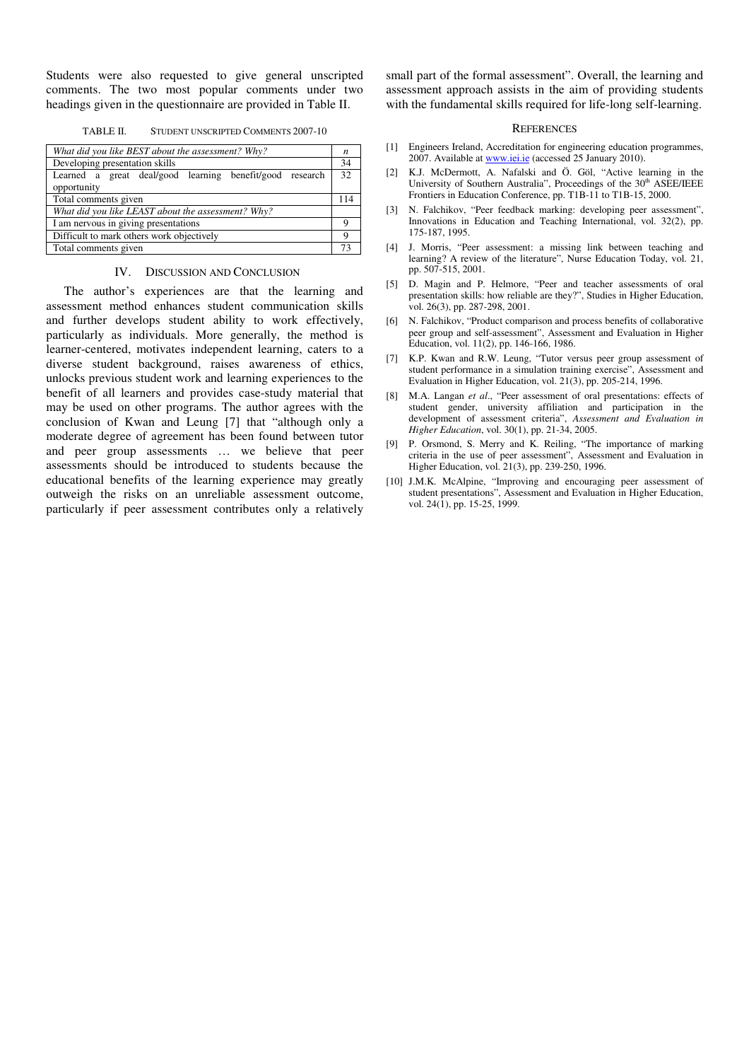Students were also requested to give general unscripted comments. The two most popular comments under two headings given in the questionnaire are provided in Table II.

TABLE II. STUDENT UNSCRIPTED COMMENTS 2007-10

| *What did you like BEST about the assessment? Why?* | *n* |
|---|---|
| Developing presentation skills | 34 |
| Learned a great deal/good learning benefit/good research opportunity | 32 |
| Total comments given | 114 |
| *What did you like LEAST about the assessment? Why?* | |
| I am nervous in giving presentations | 9 |
| Difficult to mark others work objectively | 9 |
| Total comments given | 73 |

## IV. Discussion and Conclusion

The author's experiences are that the learning and assessment method enhances student communication skills and further develops student ability to work effectively, particularly as individuals. More generally, the method is learner-centered, motivates independent learning, caters to a diverse student background, raises awareness of ethics, unlocks previous student work and learning experiences to the benefit of all learners and provides case-study material that may be used on other programs. The author agrees with the conclusion of Kwan and Leung [7] that "although only a moderate degree of agreement has been found between tutor and peer group assessments … we believe that peer assessments should be introduced to students because the educational benefits of the learning experience may greatly outweigh the risks on an unreliable assessment outcome, particularly if peer assessment contributes only a relatively small part of the formal assessment". Overall, the learning and assessment approach assists in the aim of providing students with the fundamental skills required for life-long self-learning.

## References

[1] Engineers Ireland, Accreditation for engineering education programmes, 2007. Available at www.iei.ie (accessed 25 January 2010).

[2] K.J. McDermott, A. Nafalski and Ö. Göl, "Active learning in the University of Southern Australia", Proceedings of the 30th ASEE/IEEE Frontiers in Education Conference, pp. T1B-11 to T1B-15, 2000.

[3] N. Falchikov, "Peer feedback marking: developing peer assessment", Innovations in Education and Teaching International, vol. 32(2), pp. 175-187, 1995.

[4] J. Morris, "Peer assessment: a missing link between teaching and learning? A review of the literature", Nurse Education Today, vol. 21, pp. 507-515, 2001.

[5] D. Magin and P. Helmore, "Peer and teacher assessments of oral presentation skills: how reliable are they?", Studies in Higher Education, vol. 26(3), pp. 287-298, 2001.

[6] N. Falchikov, "Product comparison and process benefits of collaborative peer group and self-assessment", Assessment and Evaluation in Higher Education, vol. 11(2), pp. 146-166, 1986.

[7] K.P. Kwan and R.W. Leung, "Tutor versus peer group assessment of student performance in a simulation training exercise", Assessment and Evaluation in Higher Education, vol. 21(3), pp. 205-214, 1996.

[8] M.A. Langan *et al*., "Peer assessment of oral presentations: effects of student gender, university affiliation and participation in the development of assessment criteria", *Assessment and Evaluation in Higher Education*, vol. 30(1), pp. 21-34, 2005.

[9] P. Orsmond, S. Merry and K. Reiling, "The importance of marking criteria in the use of peer assessment", Assessment and Evaluation in Higher Education, vol. 21(3), pp. 239-250, 1996.

[10] J.M.K. McAlpine, "Improving and encouraging peer assessment of student presentations", Assessment and Evaluation in Higher Education, vol. 24(1), pp. 15-25, 1999.